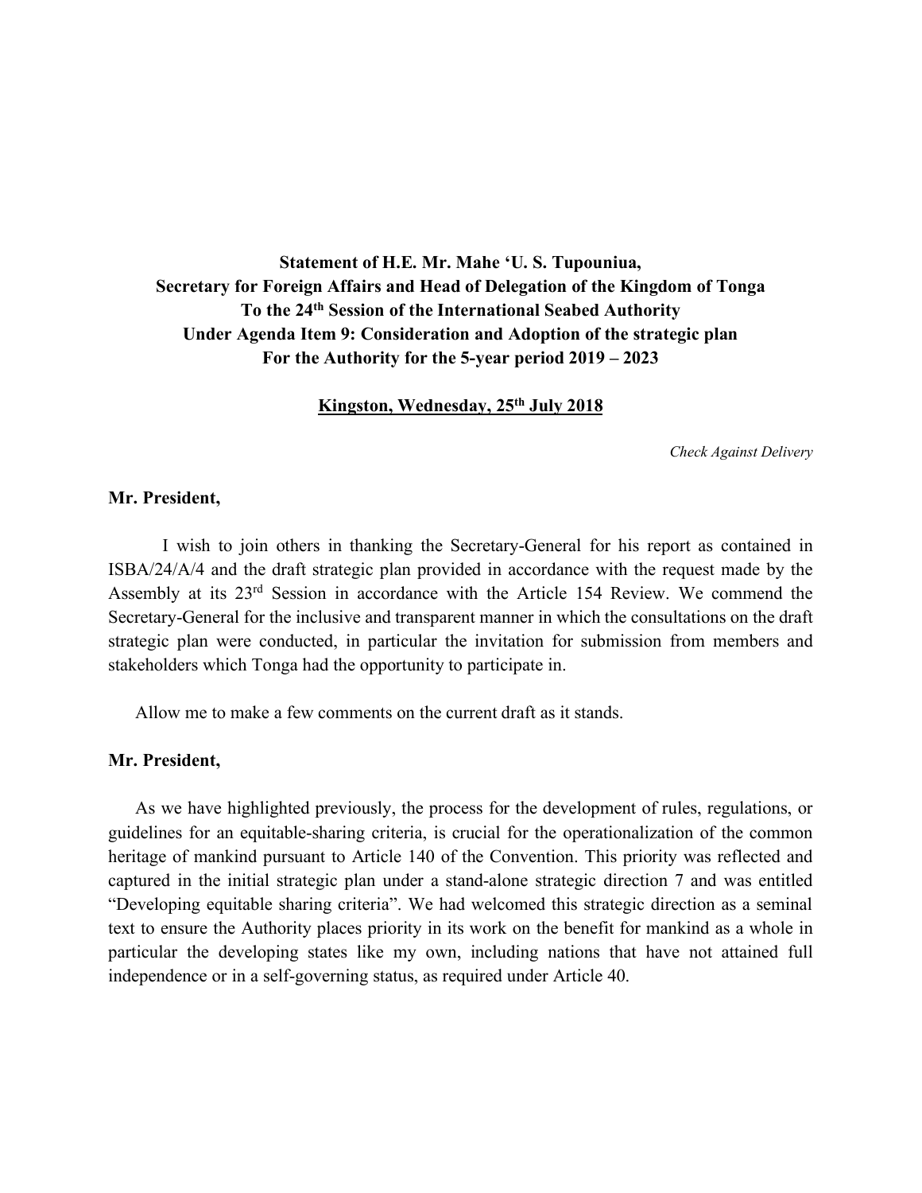**Statement of H.E. Mr. Mahe 'U. S. Tupouniua,**
**Secretary for Foreign Affairs and Head of Delegation of the Kingdom of Tonga**
**To the 24th Session of the International Seabed Authority**
**Under Agenda Item 9: Consideration and Adoption of the strategic plan**
**For the Authority for the 5-year period 2019 – 2023**

**<u>Kingston, Wednesday, 25th July 2018</u>**

*Check Against Delivery*

**Mr. President,**

I wish to join others in thanking the Secretary-General for his report as contained in ISBA/24/A/4 and the draft strategic plan provided in accordance with the request made by the Assembly at its 23rd Session in accordance with the Article 154 Review. We commend the Secretary-General for the inclusive and transparent manner in which the consultations on the draft strategic plan were conducted, in particular the invitation for submission from members and stakeholders which Tonga had the opportunity to participate in.

Allow me to make a few comments on the current draft as it stands.

**Mr. President,**

As we have highlighted previously, the process for the development of rules, regulations, or guidelines for an equitable-sharing criteria, is crucial for the operationalization of the common heritage of mankind pursuant to Article 140 of the Convention. This priority was reflected and captured in the initial strategic plan under a stand-alone strategic direction 7 and was entitled "Developing equitable sharing criteria". We had welcomed this strategic direction as a seminal text to ensure the Authority places priority in its work on the benefit for mankind as a whole in particular the developing states like my own, including nations that have not attained full independence or in a self-governing status, as required under Article 40.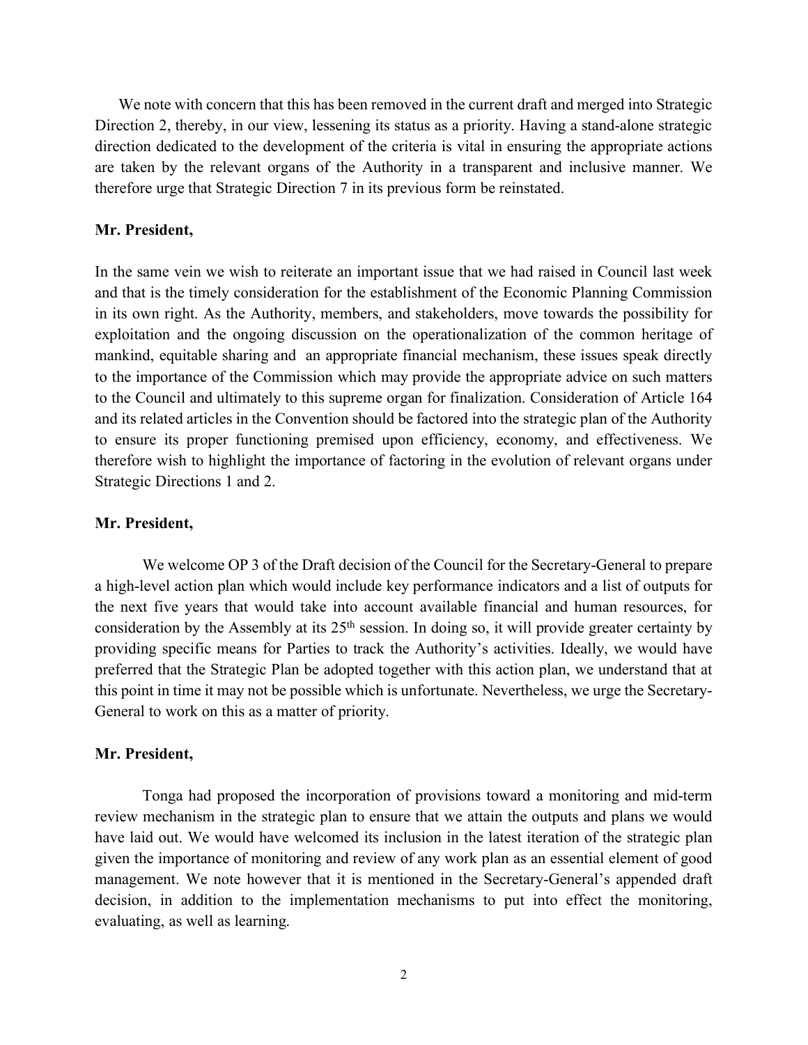We note with concern that this has been removed in the current draft and merged into Strategic Direction 2, thereby, in our view, lessening its status as a priority. Having a stand-alone strategic direction dedicated to the development of the criteria is vital in ensuring the appropriate actions are taken by the relevant organs of the Authority in a transparent and inclusive manner. We therefore urge that Strategic Direction 7 in its previous form be reinstated.

**Mr. President,**

In the same vein we wish to reiterate an important issue that we had raised in Council last week and that is the timely consideration for the establishment of the Economic Planning Commission in its own right. As the Authority, members, and stakeholders, move towards the possibility for exploitation and the ongoing discussion on the operationalization of the common heritage of mankind, equitable sharing and an appropriate financial mechanism, these issues speak directly to the importance of the Commission which may provide the appropriate advice on such matters to the Council and ultimately to this supreme organ for finalization. Consideration of Article 164 and its related articles in the Convention should be factored into the strategic plan of the Authority to ensure its proper functioning premised upon efficiency, economy, and effectiveness. We therefore wish to highlight the importance of factoring in the evolution of relevant organs under Strategic Directions 1 and 2.

**Mr. President,**

We welcome OP 3 of the Draft decision of the Council for the Secretary-General to prepare a high-level action plan which would include key performance indicators and a list of outputs for the next five years that would take into account available financial and human resources, for consideration by the Assembly at its 25th session. In doing so, it will provide greater certainty by providing specific means for Parties to track the Authority's activities. Ideally, we would have preferred that the Strategic Plan be adopted together with this action plan, we understand that at this point in time it may not be possible which is unfortunate. Nevertheless, we urge the Secretary-General to work on this as a matter of priority.

**Mr. President,**

Tonga had proposed the incorporation of provisions toward a monitoring and mid-term review mechanism in the strategic plan to ensure that we attain the outputs and plans we would have laid out. We would have welcomed its inclusion in the latest iteration of the strategic plan given the importance of monitoring and review of any work plan as an essential element of good management. We note however that it is mentioned in the Secretary-General's appended draft decision, in addition to the implementation mechanisms to put into effect the monitoring, evaluating, as well as learning.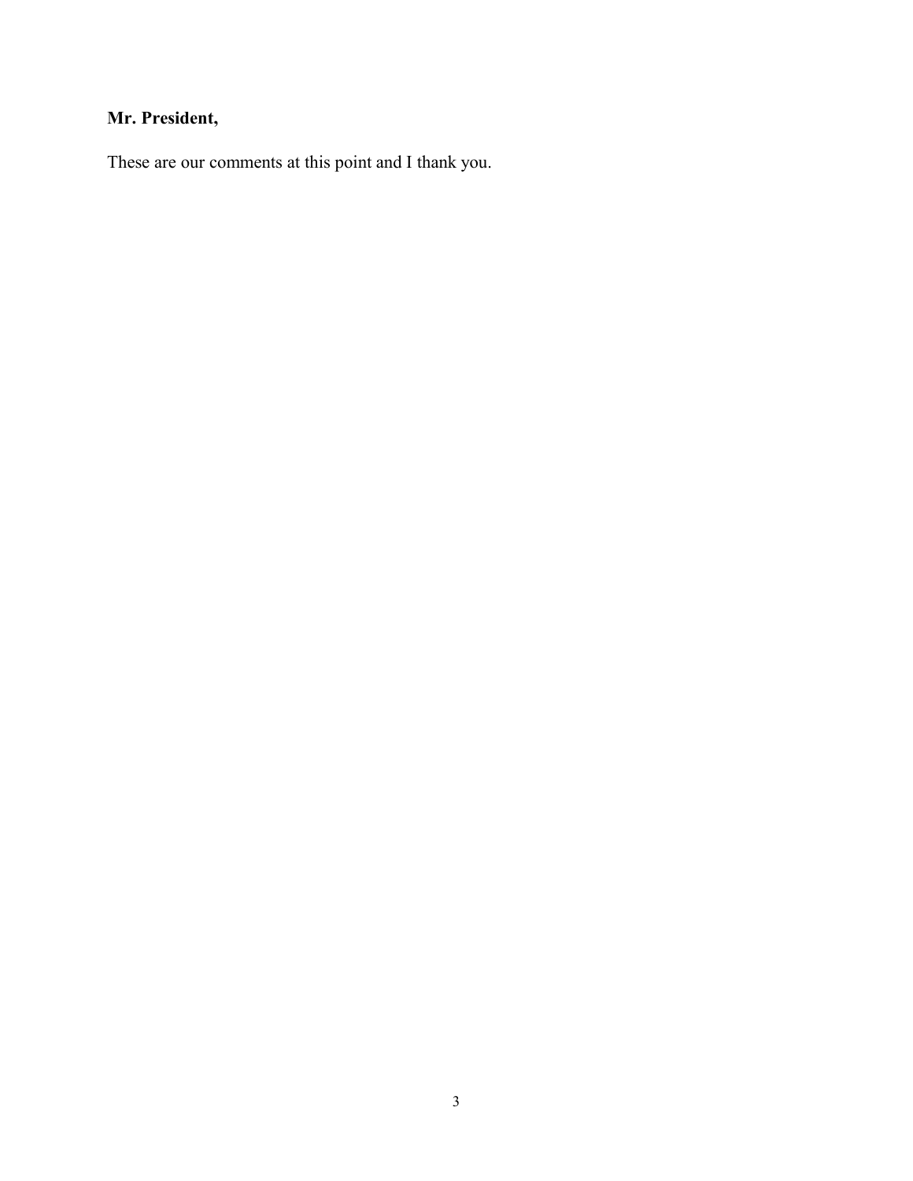**Mr. President,**

These are our comments at this point and I thank you.